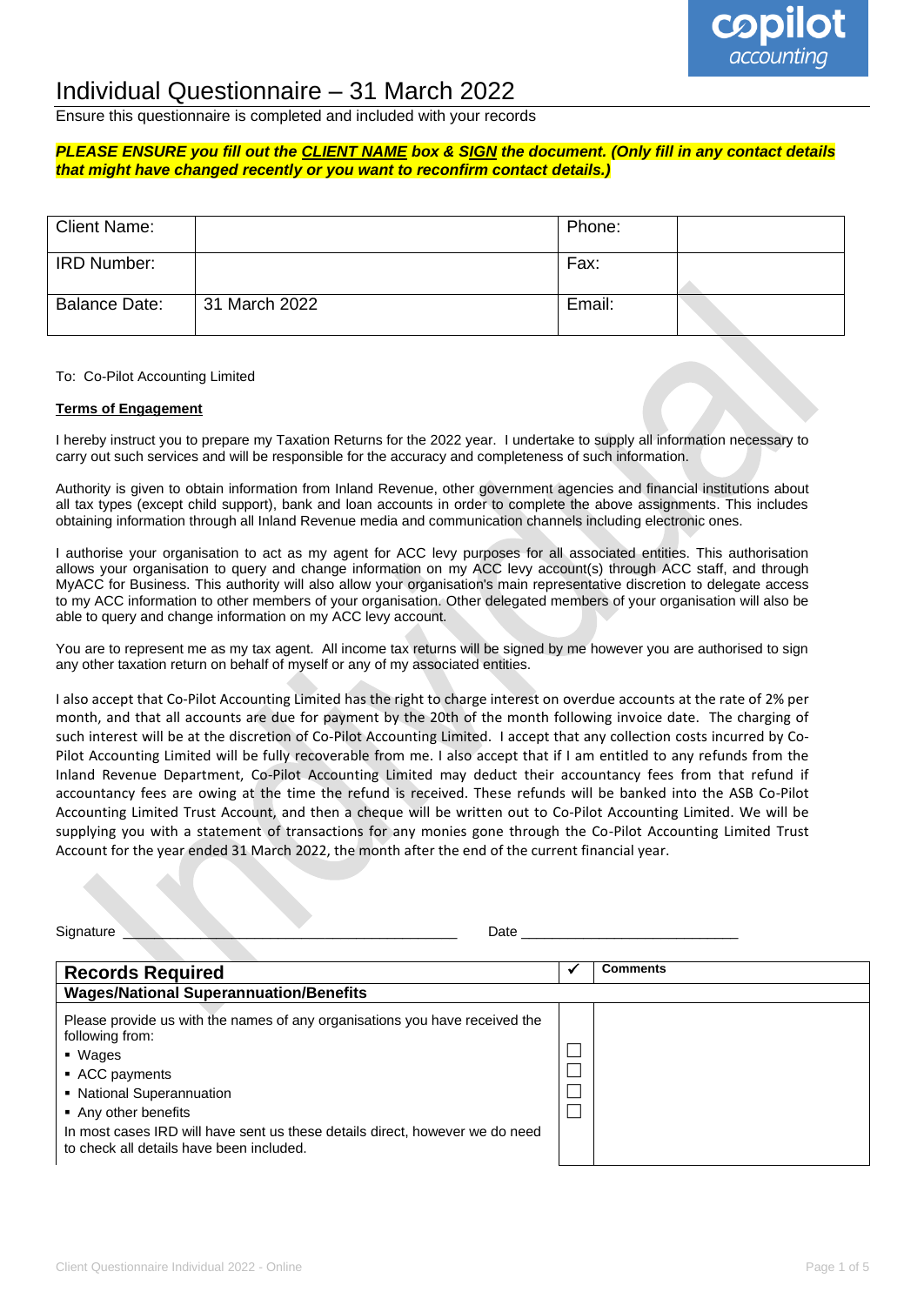# Individual Questionnaire – 31 March 2022

Ensure this questionnaire is completed and included with your records

***PLEASE ENSURE you fill out the CLIENT NAME box & SIGN the document. (Only fill in any contact details that might have changed recently or you want to reconfirm contact details.)***

| Client Name: | | Phone: | |
|---|---|---|---|
| IRD Number: | | Fax: | |
| Balance Date: | 31 March 2022 | Email: | |

To: Co-Pilot Accounting Limited

**Terms of Engagement**

I hereby instruct you to prepare my Taxation Returns for the 2022 year. I undertake to supply all information necessary to carry out such services and will be responsible for the accuracy and completeness of such information.

Authority is given to obtain information from Inland Revenue, other government agencies and financial institutions about all tax types (except child support), bank and loan accounts in order to complete the above assignments. This includes obtaining information through all Inland Revenue media and communication channels including electronic ones.

I authorise your organisation to act as my agent for ACC levy purposes for all associated entities. This authorisation allows your organisation to query and change information on my ACC levy account(s) through ACC staff, and through MyACC for Business. This authority will also allow your organisation's main representative discretion to delegate access to my ACC information to other members of your organisation. Other delegated members of your organisation will also be able to query and change information on my ACC levy account.

You are to represent me as my tax agent. All income tax returns will be signed by me however you are authorised to sign any other taxation return on behalf of myself or any of my associated entities.

I also accept that Co-Pilot Accounting Limited has the right to charge interest on overdue accounts at the rate of 2% per month, and that all accounts are due for payment by the 20th of the month following invoice date. The charging of such interest will be at the discretion of Co-Pilot Accounting Limited. I accept that any collection costs incurred by Co-Pilot Accounting Limited will be fully recoverable from me. I also accept that if I am entitled to any refunds from the Inland Revenue Department, Co-Pilot Accounting Limited may deduct their accountancy fees from that refund if accountancy fees are owing at the time the refund is received. These refunds will be banked into the ASB Co-Pilot Accounting Limited Trust Account, and then a cheque will be written out to Co-Pilot Accounting Limited. We will be supplying you with a statement of transactions for any monies gone through the Co-Pilot Accounting Limited Trust Account for the year ended 31 March 2022, the month after the end of the current financial year.

Signature ____________________________________________ Date ____________________________

| **Records Required** | ✔ | **Comments** |
|---|---|---|
| **Wages/National Superannuation/Benefits** | | |
| Please provide us with the names of any organisations you have received the following from:<br>▪ Wages<br>▪ ACC payments<br>▪ National Superannuation<br>▪ Any other benefits<br>In most cases IRD will have sent us these details direct, however we do need to check all details have been included. | ☐<br>☐<br>☐<br>☐ | |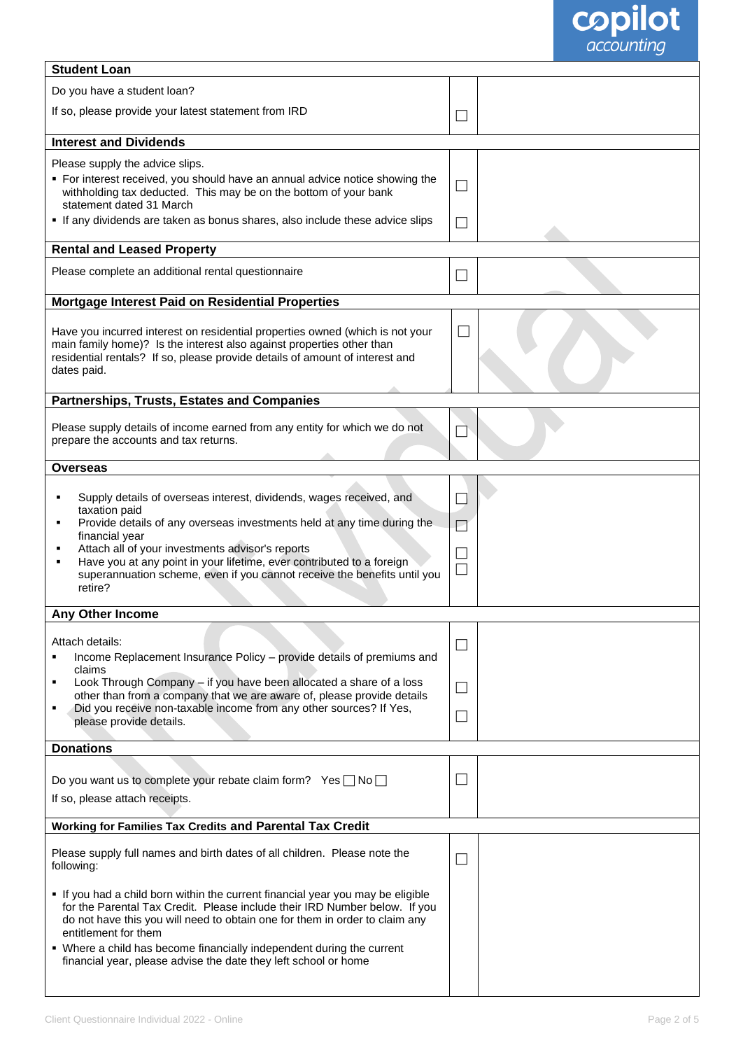| **Student Loan** | | |
|---|---|---|
| Do you have a student loan?<br>If so, please provide your latest statement from IRD | ☐ | |
| **Interest and Dividends** | | |
| Please supply the advice slips.<br>▪ For interest received, you should have an annual advice notice showing the withholding tax deducted. This may be on the bottom of your bank statement dated 31 March<br>▪ If any dividends are taken as bonus shares, also include these advice slips | ☐<br>☐ | |
| **Rental and Leased Property** | | |
| Please complete an additional rental questionnaire | ☐ | |
| **Mortgage Interest Paid on Residential Properties** | | |
| Have you incurred interest on residential properties owned (which is not your main family home)? Is the interest also against properties other than residential rentals? If so, please provide details of amount of interest and dates paid. | ☐ | |
| **Partnerships, Trusts, Estates and Companies** | | |
| Please supply details of income earned from any entity for which we do not prepare the accounts and tax returns. | ☐ | |
| **Overseas** | | |
| ▪ Supply details of overseas interest, dividends, wages received, and taxation paid<br>▪ Provide details of any overseas investments held at any time during the financial year<br>▪ Attach all of your investments advisor's reports<br>▪ Have you at any point in your lifetime, ever contributed to a foreign superannuation scheme, even if you cannot receive the benefits until you retire? | ☐<br>☐<br>☐<br>☐ | |
| **Any Other Income** | | |
| Attach details:<br>▪ Income Replacement Insurance Policy – provide details of premiums and claims<br>▪ Look Through Company – if you have been allocated a share of a loss other than from a company that we are aware of, please provide details<br>▪ Did you receive non-taxable income from any other sources? If Yes, please provide details. | ☐<br>☐<br>☐ | |
| **Donations** | | |
| Do you want us to complete your rebate claim form? Yes ☐ No ☐<br>If so, please attach receipts. | ☐ | |
| **Working for Families Tax Credits and Parental Tax Credit** | | |
| Please supply full names and birth dates of all children. Please note the following:<br>▪ If you had a child born within the current financial year you may be eligible for the Parental Tax Credit. Please include their IRD Number below. If you do not have this you will need to obtain one for them in order to claim any entitlement for them<br>▪ Where a child has become financially independent during the current financial year, please advise the date they left school or home | ☐ | |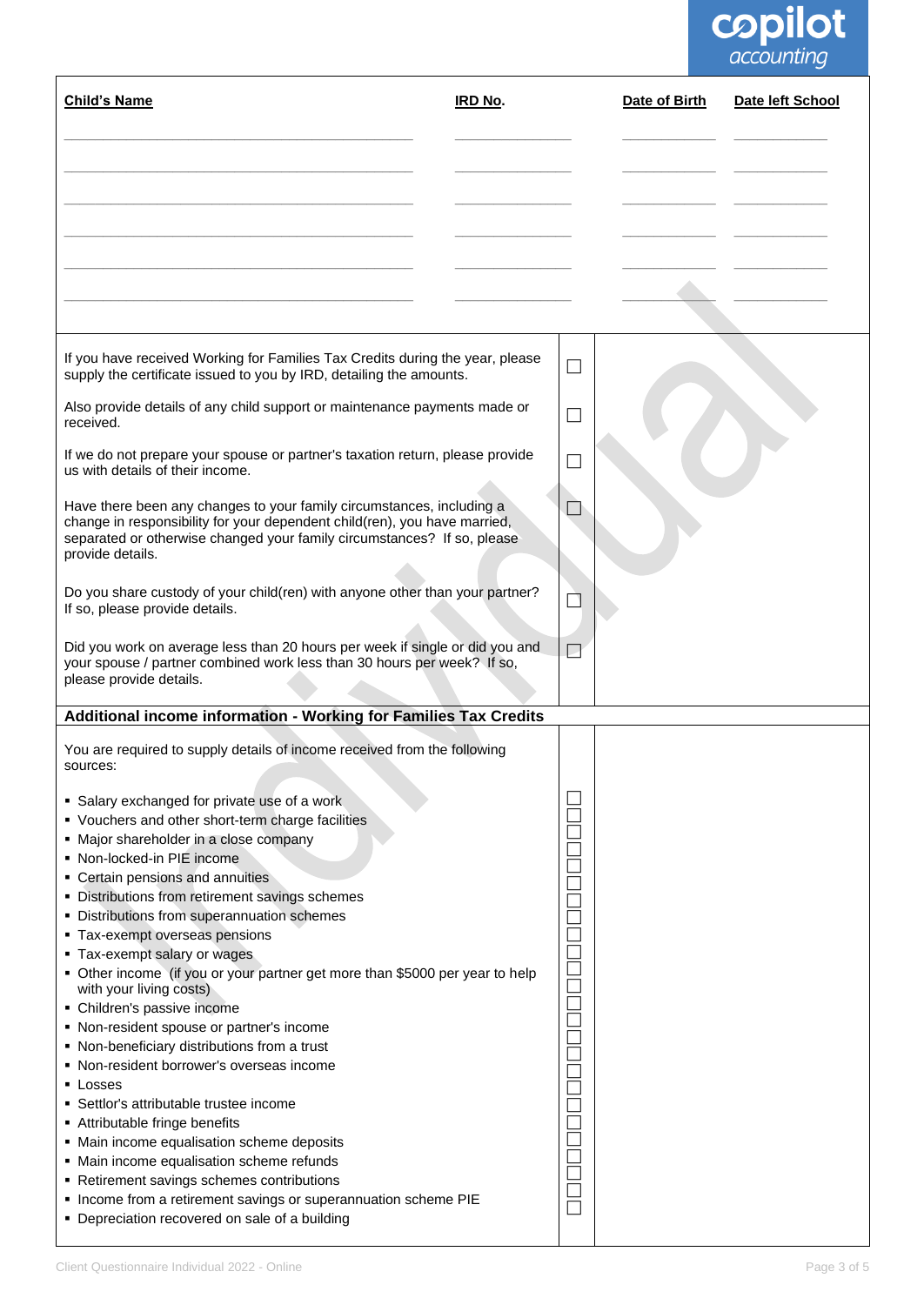| Child's Name | IRD No. | Date of Birth | Date left School |
|---|---|---|---|
| | | | |
| | | | |
| | | | |
| | | | |
| | | | |
| | | | |

| | | |
|---|---|---|
| If you have received Working for Families Tax Credits during the year, please supply the certificate issued to you by IRD, detailing the amounts. | ☐ | |
| Also provide details of any child support or maintenance payments made or received. | ☐ | |
| If we do not prepare your spouse or partner's taxation return, please provide us with details of their income. | ☐ | |
| Have there been any changes to your family circumstances, including a change in responsibility for your dependent child(ren), you have married, separated or otherwise changed your family circumstances? If so, please provide details. | ☐ | |
| Do you share custody of your child(ren) with anyone other than your partner? If so, please provide details. | ☐ | |
| Did you work on average less than 20 hours per week if single or did you and your spouse / partner combined work less than 30 hours per week? If so, please provide details. | ☐ | |

**Additional income information - Working for Families Tax Credits**

You are required to supply details of income received from the following sources:

- ☐ Salary exchanged for private use of a work
- ☐ Vouchers and other short-term charge facilities
- ☐ Major shareholder in a close company
- ☐ Non-locked-in PIE income
- ☐ Certain pensions and annuities
- ☐ Distributions from retirement savings schemes
- ☐ Distributions from superannuation schemes
- ☐ Tax-exempt overseas pensions
- ☐ Tax-exempt salary or wages
- ☐ Other income (if you or your partner get more than $5000 per year to help with your living costs)
- ☐ Children's passive income
- ☐ Non-resident spouse or partner's income
- ☐ Non-beneficiary distributions from a trust
- ☐ Non-resident borrower's overseas income
- ☐ Losses
- ☐ Settlor's attributable trustee income
- ☐ Attributable fringe benefits
- ☐ Main income equalisation scheme deposits
- ☐ Main income equalisation scheme refunds
- ☐ Retirement savings schemes contributions
- ☐ Income from a retirement savings or superannuation scheme PIE
- ☐ Depreciation recovered on sale of a building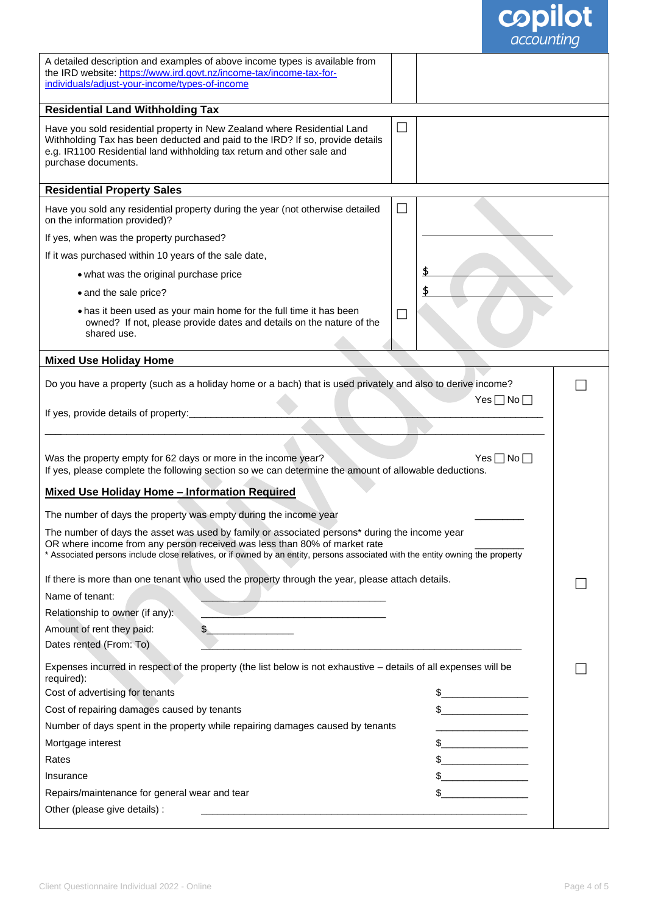| | | |
|---|---|---|
| A detailed description and examples of above income types is available from the IRD website: [https://www.ird.govt.nz/income-tax/income-tax-for-individuals/adjust-your-income/types-of-income](https://www.ird.govt.nz/income-tax/income-tax-for-individuals/adjust-your-income/types-of-income) | | |
| **Residential Land Withholding Tax** | | |
| Have you sold residential property in New Zealand where Residential Land Withholding Tax has been deducted and paid to the IRD? If so, provide details e.g. IR1100 Residential land withholding tax return and other sale and purchase documents. | ☐ | |
| **Residential Property Sales** | | |
| Have you sold any residential property during the year (not otherwise detailed on the information provided)? | ☐ | |
| If yes, when was the property purchased? | | ____________ |
| If it was purchased within 10 years of the sale date, | | |
| • what was the original purchase price | | $____________ |
| • and the sale price? | | $____________ |
| • has it been used as your main home for the full time it has been owned? If not, please provide dates and details on the nature of the shared use. | ☐ | |

## Mixed Use Holiday Home

Do you have a property (such as a holiday home or a bach) that is used privately and also to derive income? ☐

Yes ☐ No ☐

If yes, provide details of property:______________________________________________________________

______________________________________________________________________________________

Was the property empty for 62 days or more in the income year? Yes ☐ No ☐

If yes, please complete the following section so we can determine the amount of allowable deductions.

### Mixed Use Holiday Home – Information Required

The number of days the property was empty during the income year __________

The number of days the asset was used by family or associated persons* during the income year OR where income from any person received was less than 80% of market rate __________

* Associated persons include close relatives, or if owned by an entity, persons associated with the entity owning the property

If there is more than one tenant who used the property through the year, please attach details. ☐

Name of tenant: ______________________________

Relationship to owner (if any): ______________________________

Amount of rent they paid: $______________

Dates rented (From: To) __________________________________________________

Expenses incurred in respect of the property (the list below is not exhaustive – details of all expenses will be required): ☐

| | |
|---|---|
| Cost of advertising for tenants | $______________ |
| Cost of repairing damages caused by tenants | $______________ |
| Number of days spent in the property while repairing damages caused by tenants | ______________ |
| Mortgage interest | $______________ |
| Rates | $______________ |
| Insurance | $______________ |
| Repairs/maintenance for general wear and tear | $______________ |

Other (please give details) : __________________________________________________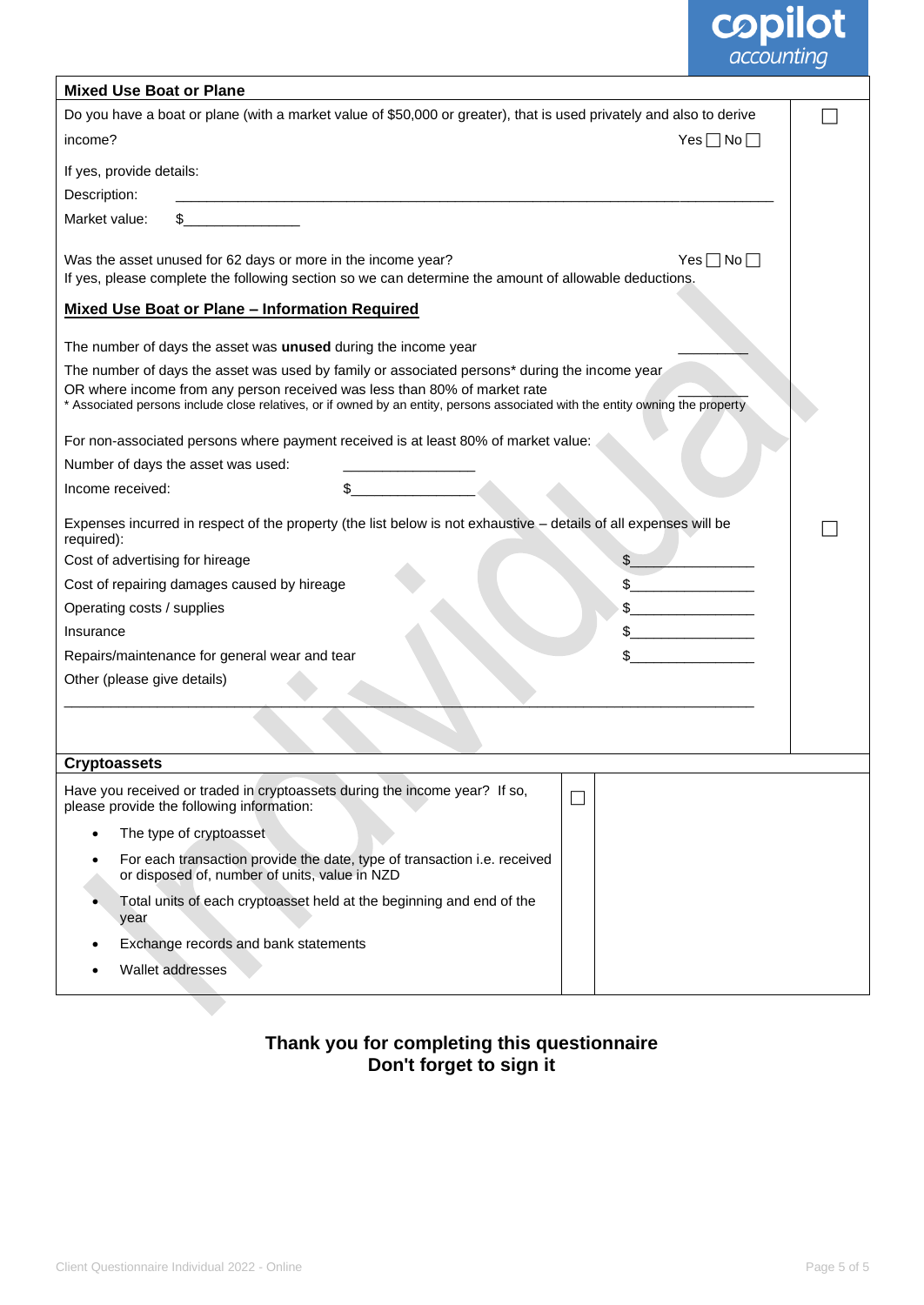## Mixed Use Boat or Plane

Do you have a boat or plane (with a market value of $50,000 or greater), that is used privately and also to derive income? Yes ☐ No ☐ ☐

If yes, provide details:

Description: ______________________________________________

Market value: $_______________

Was the asset unused for 62 days or more in the income year? Yes ☐ No ☐

If yes, please complete the following section so we can determine the amount of allowable deductions.

### Mixed Use Boat or Plane – Information Required

The number of days the asset was **unused** during the income year __________

The number of days the asset was used by family or associated persons* during the income year OR where income from any person received was less than 80% of market rate __________

* Associated persons include close relatives, or if owned by an entity, persons associated with the entity owning the property

For non-associated persons where payment received is at least 80% of market value:

Number of days the asset was used: _________________

Income received: $________________

Expenses incurred in respect of the property (the list below is not exhaustive – details of all expenses will be required): ☐

Cost of advertising for hireage $________________

Cost of repairing damages caused by hireage $________________

Operating costs / supplies $________________

Insurance $________________

Repairs/maintenance for general wear and tear $________________

Other (please give details)

______________________________________________

## Cryptoassets

Have you received or traded in cryptoassets during the income year? If so, please provide the following information: ☐

- The type of cryptoasset
- For each transaction provide the date, type of transaction i.e. received or disposed of, number of units, value in NZD
- Total units of each cryptoasset held at the beginning and end of the year
- Exchange records and bank statements
- Wallet addresses

**Thank you for completing this questionnaire**
**Don't forget to sign it**